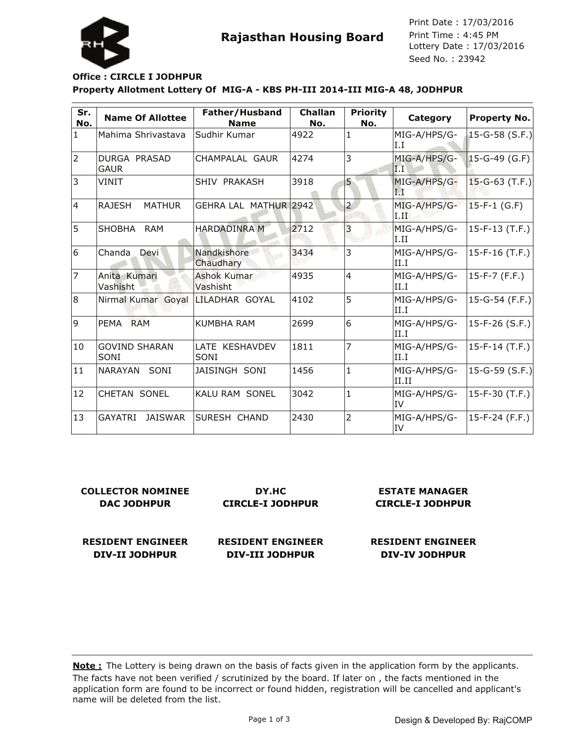# Rajasthan Housing Board

Print Date : 17/03/2016
Print Time : 4:45 PM
Lottery Date : 17/03/2016
Seed No. : 23942

**Office : CIRCLE I JODHPUR**

**Property Allotment Lottery Of MIG-A - KBS PH-III 2014-III MIG-A 48, JODHPUR**

| Sr. No. | Name Of Allottee | Father/Husband Name | Challan No. | Priority No. | Category | Property No. |
|---|---|---|---|---|---|---|
| 1 | Mahima Shrivastava | Sudhir Kumar | 4922 | 1 | MIG-A/HPS/G-I.I | 15-G-58 (S.F.) |
| 2 | DURGA PRASAD GAUR | CHAMPALAL GAUR | 4274 | 3 | MIG-A/HPS/G-I.I | 15-G-49 (G.F) |
| 3 | VINIT | SHIV PRAKASH | 3918 | 5 | MIG-A/HPS/G-I.I | 15-G-63 (T.F.) |
| 4 | RAJESH MATHUR | GEHRA LAL MATHUR | 2942 | 2 | MIG-A/HPS/G-I.II | 15-F-1 (G.F) |
| 5 | SHOBHA RAM | HARDADINRA M | 2712 | 3 | MIG-A/HPS/G-I.II | 15-F-13 (T.F.) |
| 6 | Chanda Devi | Nandkishore Chaudhary | 3434 | 3 | MIG-A/HPS/G-II.I | 15-F-16 (T.F.) |
| 7 | Anita Kumari Vashisht | Ashok Kumar Vashisht | 4935 | 4 | MIG-A/HPS/G-II.I | 15-F-7 (F.F.) |
| 8 | Nirmal Kumar Goyal | LILADHAR GOYAL | 4102 | 5 | MIG-A/HPS/G-II.I | 15-G-54 (F.F.) |
| 9 | PEMA RAM | KUMBHA RAM | 2699 | 6 | MIG-A/HPS/G-II.I | 15-F-26 (S.F.) |
| 10 | GOVIND SHARAN SONI | LATE KESHAVDEV SONI | 1811 | 7 | MIG-A/HPS/G-II.I | 15-F-14 (T.F.) |
| 11 | NARAYAN SONI | JAISINGH SONI | 1456 | 1 | MIG-A/HPS/G-II.II | 15-G-59 (S.F.) |
| 12 | CHETAN SONEL | KALU RAM SONEL | 3042 | 1 | MIG-A/HPS/G-IV | 15-F-30 (T.F.) |
| 13 | GAYATRI JAISWAR | SURESH CHAND | 2430 | 2 | MIG-A/HPS/G-IV | 15-F-24 (F.F.) |

**COLLECTOR NOMINEE**
**DAC JODHPUR**

**DY.HC**
**CIRCLE-I JODHPUR**

**ESTATE MANAGER**
**CIRCLE-I JODHPUR**

**RESIDENT ENGINEER**
**DIV-II JODHPUR**

**RESIDENT ENGINEER**
**DIV-III JODHPUR**

**RESIDENT ENGINEER**
**DIV-IV JODHPUR**

**Note :** The Lottery is being drawn on the basis of facts given in the application form by the applicants. The facts have not been verified / scrutinized by the board. If later on , the facts mentioned in the application form are found to be incorrect or found hidden, registration will be cancelled and applicant's name will be deleted from the list.

Design & Developed By: RajCOMP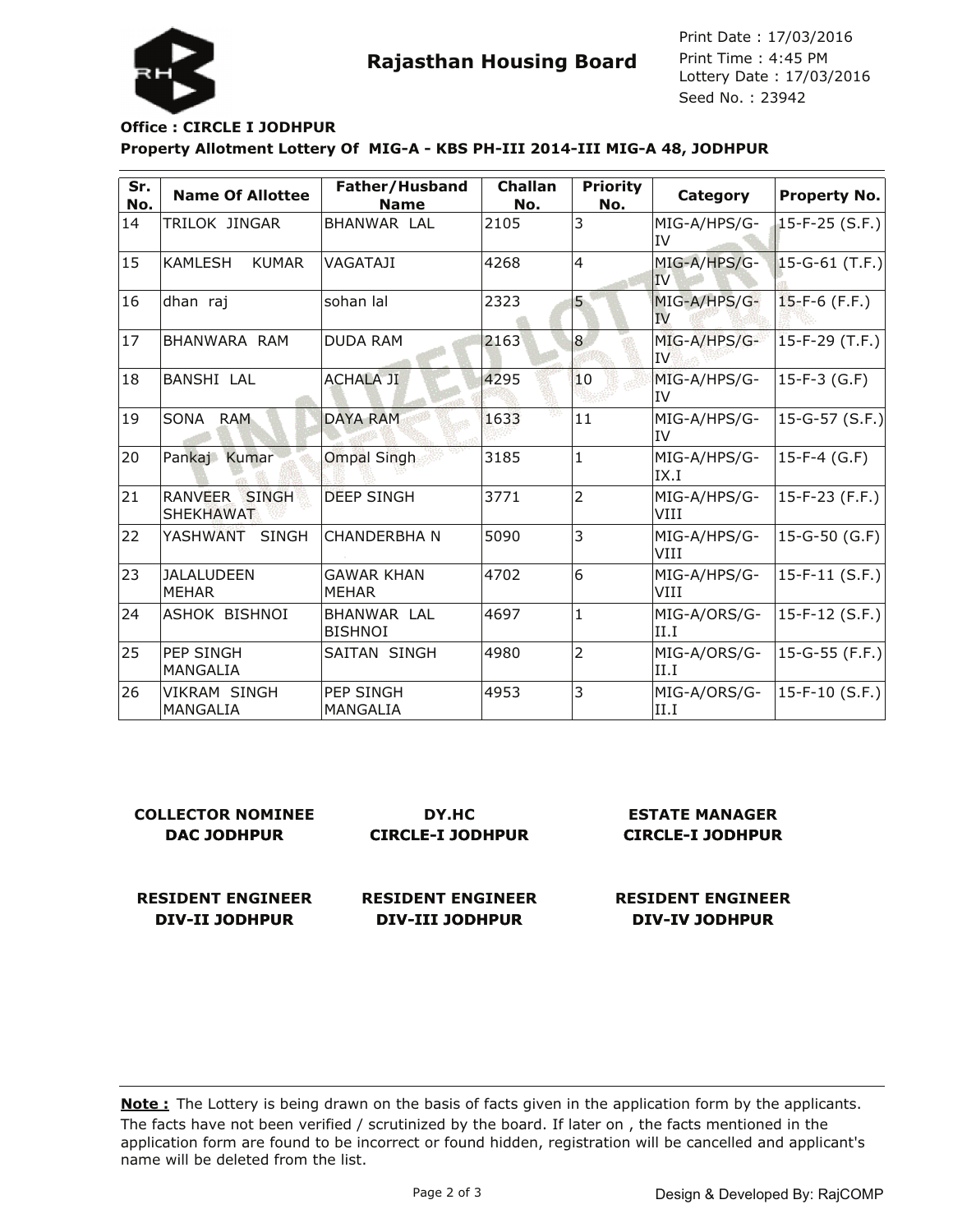**Rajasthan Housing Board**

Print Date : 17/03/2016
Print Time : 4:45 PM
Lottery Date : 17/03/2016
Seed No. : 23942

**Office : CIRCLE I JODHPUR**

**Property Allotment Lottery Of MIG-A - KBS PH-III 2014-III MIG-A 48, JODHPUR**

| Sr. No. | Name Of Allottee | Father/Husband Name | Challan No. | Priority No. | Category | Property No. |
|---|---|---|---|---|---|---|
| 14 | TRILOK JINGAR | BHANWAR LAL | 2105 | 3 | MIG-A/HPS/G-IV | 15-F-25 (S.F.) |
| 15 | KAMLESH KUMAR | VAGATAJI | 4268 | 4 | MIG-A/HPS/G-IV | 15-G-61 (T.F.) |
| 16 | dhan raj | sohan lal | 2323 | 5 | MIG-A/HPS/G-IV | 15-F-6 (F.F.) |
| 17 | BHANWARA RAM | DUDA RAM | 2163 | 8 | MIG-A/HPS/G-IV | 15-F-29 (T.F.) |
| 18 | BANSHI LAL | ACHALA JI | 4295 | 10 | MIG-A/HPS/G-IV | 15-F-3 (G.F) |
| 19 | SONA RAM | DAYA RAM | 1633 | 11 | MIG-A/HPS/G-IV | 15-G-57 (S.F.) |
| 20 | Pankaj Kumar | Ompal Singh | 3185 | 1 | MIG-A/HPS/G-IX.I | 15-F-4 (G.F) |
| 21 | RANVEER SINGH SHEKHAWAT | DEEP SINGH | 3771 | 2 | MIG-A/HPS/G-VIII | 15-F-23 (F.F.) |
| 22 | YASHWANT SINGH | CHANDERBHA N | 5090 | 3 | MIG-A/HPS/G-VIII | 15-G-50 (G.F) |
| 23 | JALALUDEEN MEHAR | GAWAR KHAN MEHAR | 4702 | 6 | MIG-A/HPS/G-VIII | 15-F-11 (S.F.) |
| 24 | ASHOK BISHNOI | BHANWAR LAL BISHNOI | 4697 | 1 | MIG-A/ORS/G-II.I | 15-F-12 (S.F.) |
| 25 | PEP SINGH MANGALIA | SAITAN SINGH | 4980 | 2 | MIG-A/ORS/G-II.I | 15-G-55 (F.F.) |
| 26 | VIKRAM SINGH MANGALIA | PEP SINGH MANGALIA | 4953 | 3 | MIG-A/ORS/G-II.I | 15-F-10 (S.F.) |

**COLLECTOR NOMINEE**
**DAC JODHPUR**

**DY.HC**
**CIRCLE-I JODHPUR**

**ESTATE MANAGER**
**CIRCLE-I JODHPUR**

**RESIDENT ENGINEER**
**DIV-II JODHPUR**

**RESIDENT ENGINEER**
**DIV-III JODHPUR**

**RESIDENT ENGINEER**
**DIV-IV JODHPUR**

**Note :** The Lottery is being drawn on the basis of facts given in the application form by the applicants. The facts have not been verified / scrutinized by the board. If later on , the facts mentioned in the application form are found to be incorrect or found hidden, registration will be cancelled and applicant's name will be deleted from the list.

Design & Developed By: RajCOMP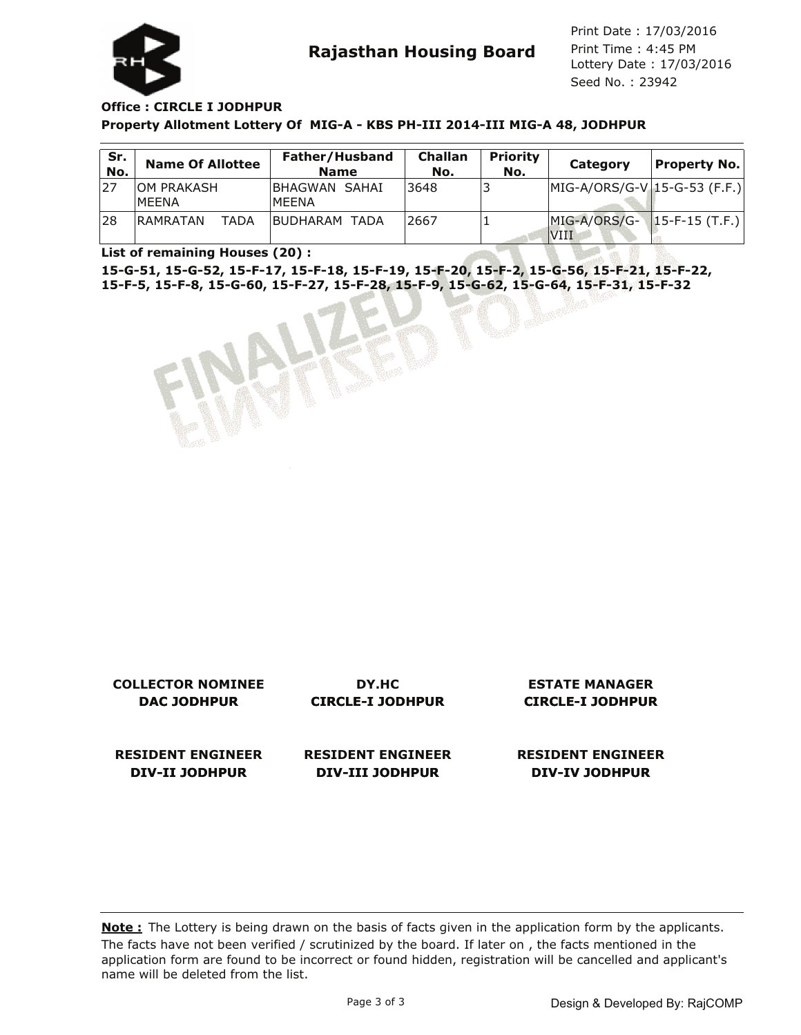**Rajasthan Housing Board**

Print Date : 17/03/2016
Print Time : 4:45 PM
Lottery Date : 17/03/2016
Seed No. : 23942

**Office : CIRCLE I JODHPUR**

**Property Allotment Lottery Of MIG-A - KBS PH-III 2014-III MIG-A 48, JODHPUR**

| Sr. No. | Name Of Allottee | Father/Husband Name | Challan No. | Priority No. | Category | Property No. |
|---|---|---|---|---|---|---|
| 27 | OM PRAKASH MEENA | BHAGWAN SAHAI MEENA | 3648 | 3 | MIG-A/ORS/G-V | 15-G-53 (F.F.) |
| 28 | RAMRATAN TADA | BUDHARAM TADA | 2667 | 1 | MIG-A/ORS/G-VIII | 15-F-15 (T.F.) |

**List of remaining Houses (20) :**

**15-G-51, 15-G-52, 15-F-17, 15-F-18, 15-F-19, 15-F-20, 15-F-2, 15-G-56, 15-F-21, 15-F-22, 15-F-5, 15-F-8, 15-G-60, 15-F-27, 15-F-28, 15-F-9, 15-G-62, 15-G-64, 15-F-31, 15-F-32**

**COLLECTOR NOMINEE**
**DAC JODHPUR**

**DY.HC**
**CIRCLE-I JODHPUR**

**ESTATE MANAGER**
**CIRCLE-I JODHPUR**

**RESIDENT ENGINEER**
**DIV-II JODHPUR**

**RESIDENT ENGINEER**
**DIV-III JODHPUR**

**RESIDENT ENGINEER**
**DIV-IV JODHPUR**

**Note :** The Lottery is being drawn on the basis of facts given in the application form by the applicants. The facts have not been verified / scrutinized by the board. If later on , the facts mentioned in the application form are found to be incorrect or found hidden, registration will be cancelled and applicant's name will be deleted from the list.

Design & Developed By: RajCOMP